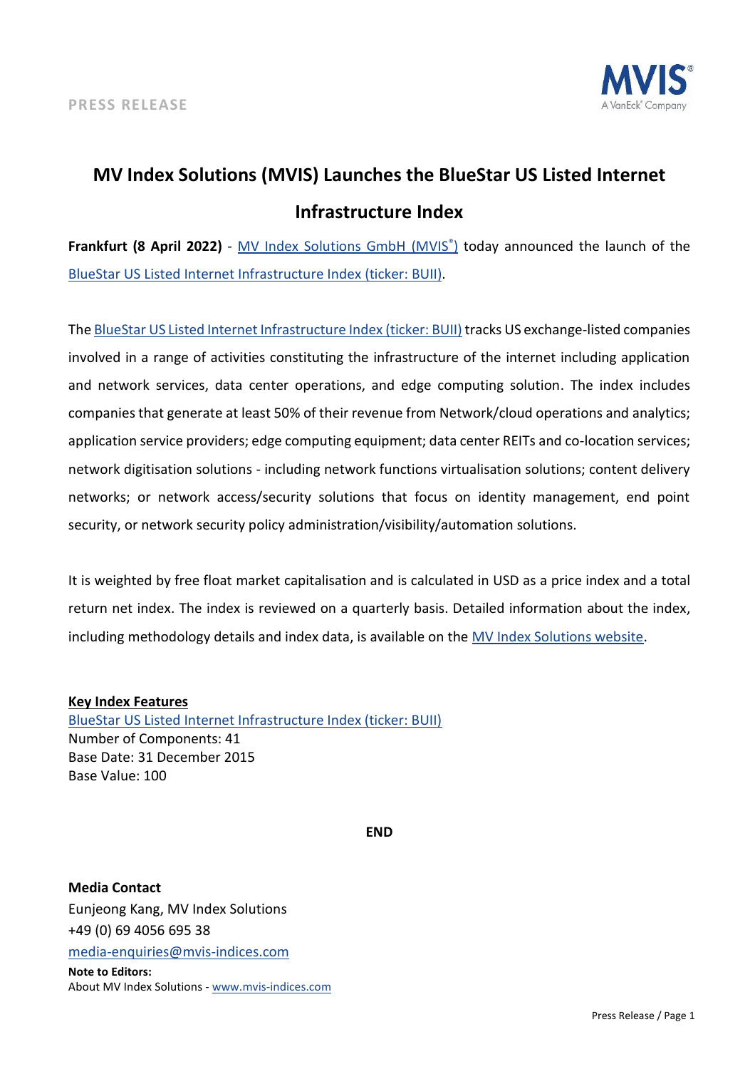PRESS RELEASE

# MV Index Solutions (MVIS) Launches the BlueStar US Listed Internet Infrastructure Index

**Frankfurt (8 April 2022)** - MV Index Solutions GmbH (MVIS®) today announced the launch of the BlueStar US Listed Internet Infrastructure Index (ticker: BUII).

The BlueStar US Listed Internet Infrastructure Index (ticker: BUII) tracks US exchange-listed companies involved in a range of activities constituting the infrastructure of the internet including application and network services, data center operations, and edge computing solution. The index includes companies that generate at least 50% of their revenue from Network/cloud operations and analytics; application service providers; edge computing equipment; data center REITs and co-location services; network digitisation solutions - including network functions virtualisation solutions; content delivery networks; or network access/security solutions that focus on identity management, end point security, or network security policy administration/visibility/automation solutions.

It is weighted by free float market capitalisation and is calculated in USD as a price index and a total return net index. The index is reviewed on a quarterly basis. Detailed information about the index, including methodology details and index data, is available on the MV Index Solutions website.

**Key Index Features**

BlueStar US Listed Internet Infrastructure Index (ticker: BUII)
Number of Components: 41
Base Date: 31 December 2015
Base Value: 100

**END**

**Media Contact**
Eunjeong Kang, MV Index Solutions
+49 (0) 69 4056 695 38
media-enquiries@mvis-indices.com

**Note to Editors:**
About MV Index Solutions - www.mvis-indices.com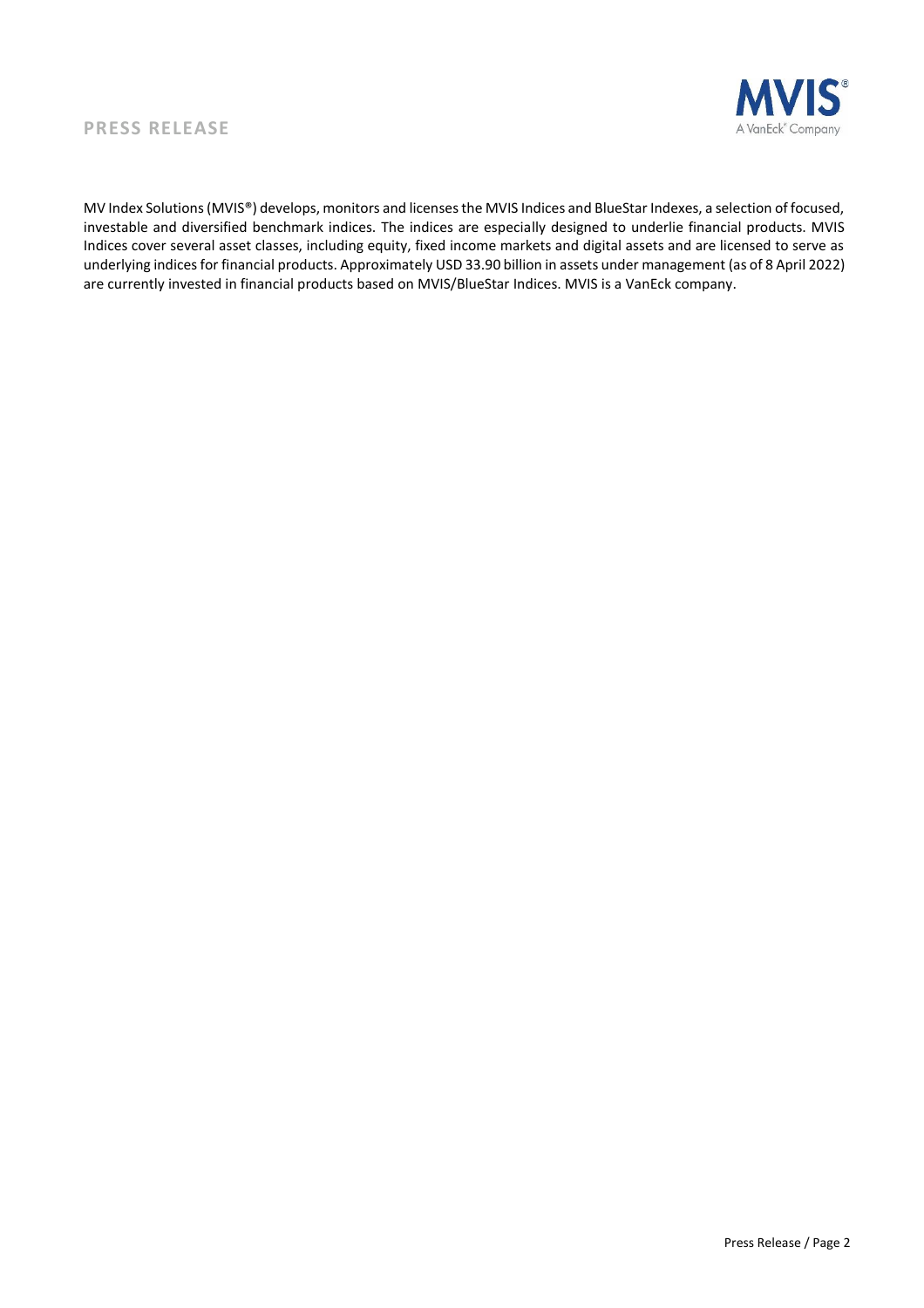MV Index Solutions (MVIS®) develops, monitors and licenses the MVIS Indices and BlueStar Indexes, a selection of focused, investable and diversified benchmark indices. The indices are especially designed to underlie financial products. MVIS Indices cover several asset classes, including equity, fixed income markets and digital assets and are licensed to serve as underlying indices for financial products. Approximately USD 33.90 billion in assets under management (as of 8 April 2022) are currently invested in financial products based on MVIS/BlueStar Indices. MVIS is a VanEck company.